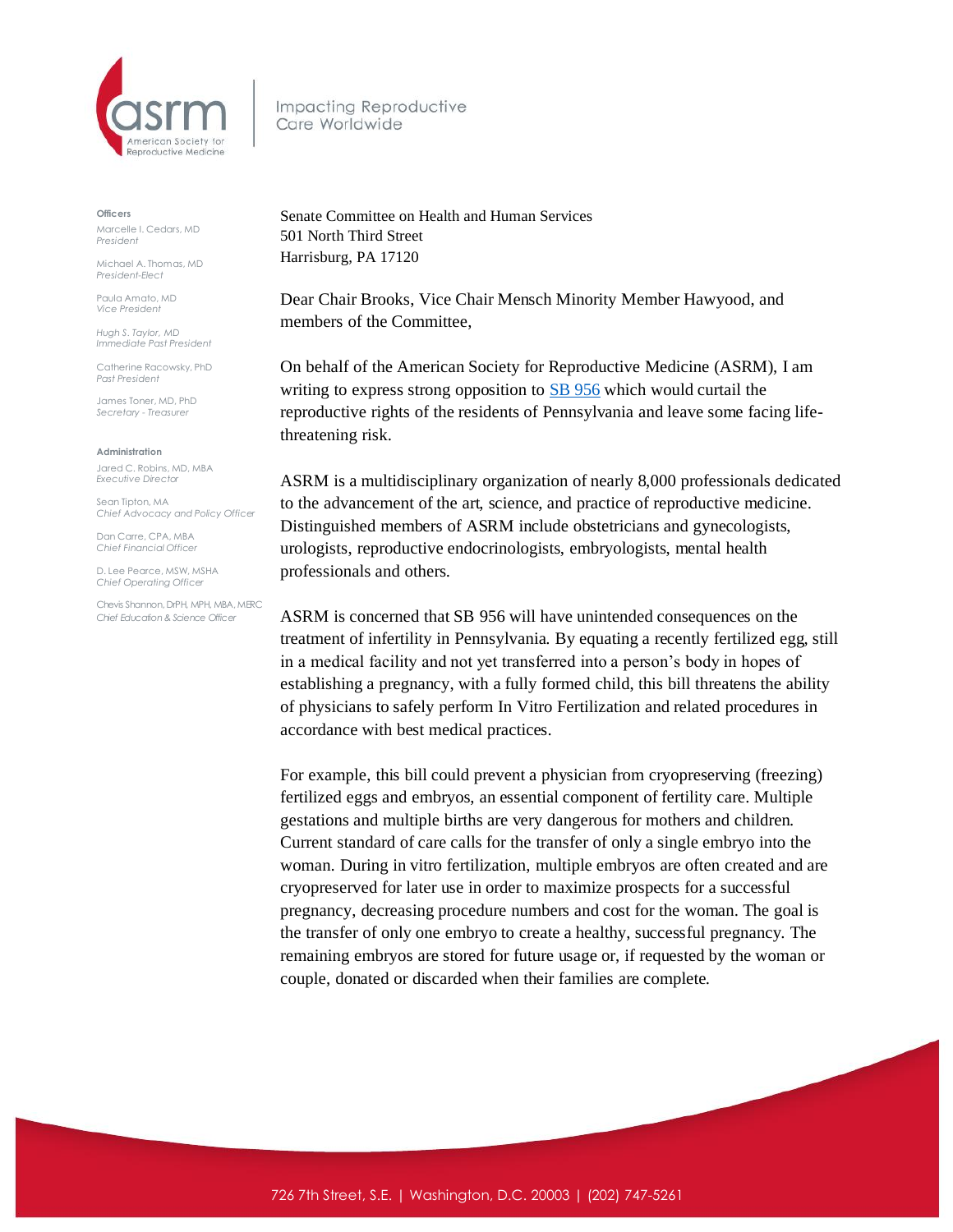asrm

American Society for Reproductive Medicine

Impacting Reproductive Care Worldwide

**Officers**

Marcelle I. Cedars, MD
*President*

Michael A. Thomas, MD
*President-Elect*

Paula Amato, MD
*Vice President*

Hugh S. Taylor, MD
*Immediate Past President*

Catherine Racowsky, PhD
*Past President*

James Toner, MD, PhD
*Secretary - Treasurer*

**Administration**

Jared C. Robins, MD, MBA
*Executive Director*

Sean Tipton, MA
*Chief Advocacy and Policy Officer*

Dan Carre, CPA, MBA
*Chief Financial Officer*

D. Lee Pearce, MSW, MSHA
*Chief Operating Officer*

Chevis Shannon, DrPH, MPH, MBA, MERC
*Chief Education & Science Officer*

Senate Committee on Health and Human Services
501 North Third Street
Harrisburg, PA 17120

Dear Chair Brooks, Vice Chair Mensch Minority Member Hawyood, and members of the Committee,

On behalf of the American Society for Reproductive Medicine (ASRM), I am writing to express strong opposition to [SB 956](SB 956) which would curtail the reproductive rights of the residents of Pennsylvania and leave some facing life-threatening risk.

ASRM is a multidisciplinary organization of nearly 8,000 professionals dedicated to the advancement of the art, science, and practice of reproductive medicine. Distinguished members of ASRM include obstetricians and gynecologists, urologists, reproductive endocrinologists, embryologists, mental health professionals and others.

ASRM is concerned that SB 956 will have unintended consequences on the treatment of infertility in Pennsylvania. By equating a recently fertilized egg, still in a medical facility and not yet transferred into a person's body in hopes of establishing a pregnancy, with a fully formed child, this bill threatens the ability of physicians to safely perform In Vitro Fertilization and related procedures in accordance with best medical practices.

For example, this bill could prevent a physician from cryopreserving (freezing) fertilized eggs and embryos, an essential component of fertility care. Multiple gestations and multiple births are very dangerous for mothers and children. Current standard of care calls for the transfer of only a single embryo into the woman. During in vitro fertilization, multiple embryos are often created and are cryopreserved for later use in order to maximize prospects for a successful pregnancy, decreasing procedure numbers and cost for the woman. The goal is the transfer of only one embryo to create a healthy, successful pregnancy. The remaining embryos are stored for future usage or, if requested by the woman or couple, donated or discarded when their families are complete.

726 7th Street, S.E. | Washington, D.C. 20003 | (202) 747-5261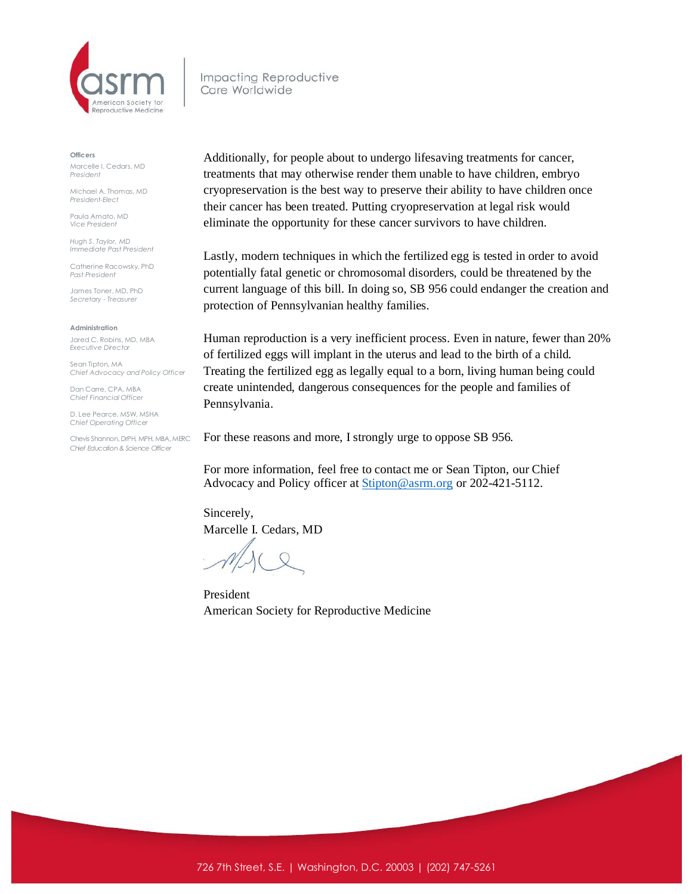Impacting Reproductive Care Worldwide

**Officers**

Marcelle I. Cedars, MD
*President*

Michael A. Thomas, MD
*President-Elect*

Paula Amato, MD
*Vice President*

Hugh S. Taylor, MD
*Immediate Past President*

Catherine Racowsky, PhD
*Past President*

James Toner, MD, PhD
*Secretary - Treasurer*

**Administration**

Jared C. Robins, MD, MBA
*Executive Director*

Sean Tipton, MA
*Chief Advocacy and Policy Officer*

Dan Carre, CPA, MBA
*Chief Financial Officer*

D. Lee Pearce, MSW, MSHA
*Chief Operating Officer*

Chevis Shannon, DrPH, MPH, MBA, MERC
*Chief Education & Science Officer*

Additionally, for people about to undergo lifesaving treatments for cancer, treatments that may otherwise render them unable to have children, embryo cryopreservation is the best way to preserve their ability to have children once their cancer has been treated. Putting cryopreservation at legal risk would eliminate the opportunity for these cancer survivors to have children.

Lastly, modern techniques in which the fertilized egg is tested in order to avoid potentially fatal genetic or chromosomal disorders, could be threatened by the current language of this bill. In doing so, SB 956 could endanger the creation and protection of Pennsylvanian healthy families.

Human reproduction is a very inefficient process. Even in nature, fewer than 20% of fertilized eggs will implant in the uterus and lead to the birth of a child. Treating the fertilized egg as legally equal to a born, living human being could create unintended, dangerous consequences for the people and families of Pennsylvania.

For these reasons and more, I strongly urge to oppose SB 956.

For more information, feel free to contact me or Sean Tipton, our Chief Advocacy and Policy officer at Stipton@asrm.org or 202-421-5112.

Sincerely,
Marcelle I. Cedars, MD

President
American Society for Reproductive Medicine

726 7th Street, S.E. | Washington, D.C. 20003 | (202) 747-5261